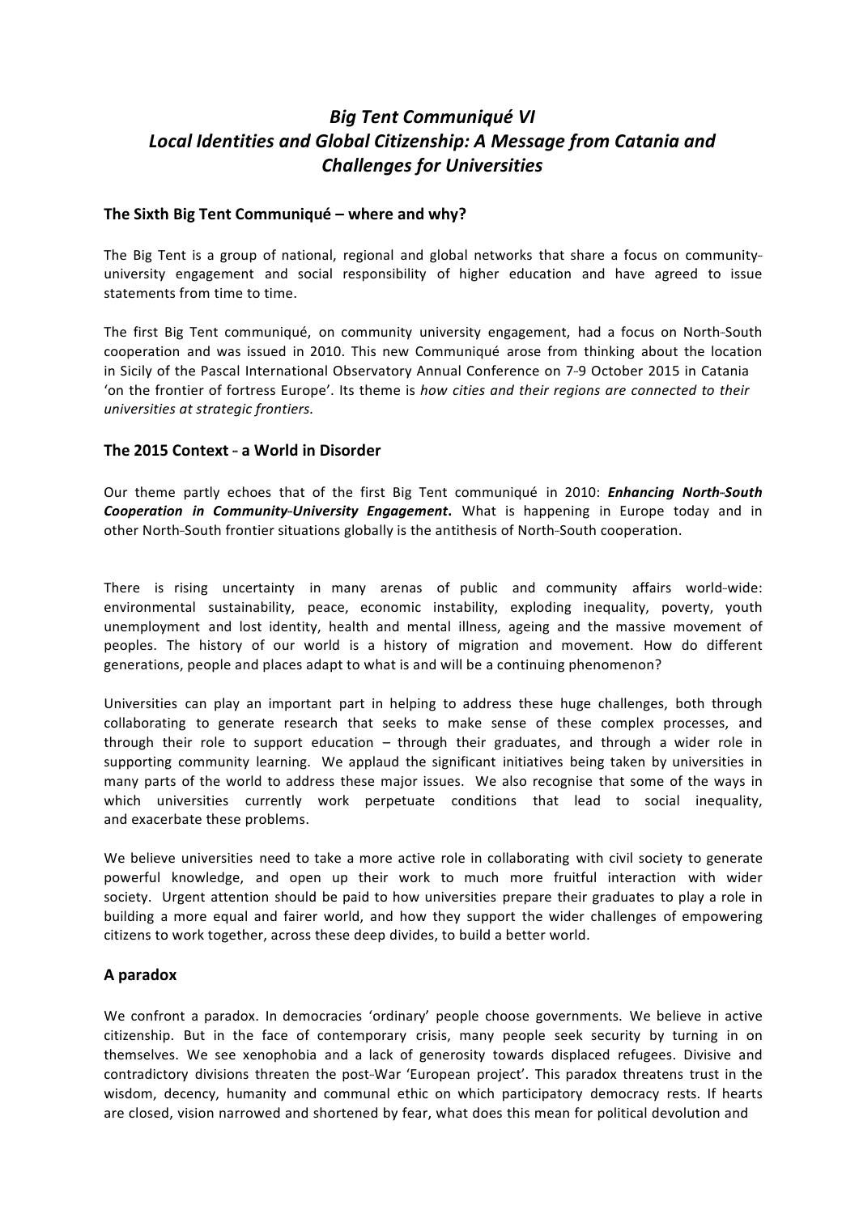# *Big Tent Communiqué VI*
# *Local Identities and Global Citizenship: A Message from Catania and Challenges for Universities*

## The Sixth Big Tent Communiqué – where and why?

The Big Tent is a group of national, regional and global networks that share a focus on community-university engagement and social responsibility of higher education and have agreed to issue statements from time to time.

The first Big Tent communiqué, on community university engagement, had a focus on North-South cooperation and was issued in 2010. This new Communiqué arose from thinking about the location in Sicily of the Pascal International Observatory Annual Conference on 7-9 October 2015 in Catania 'on the frontier of fortress Europe'. Its theme is *how cities and their regions are connected to their universities at strategic frontiers.*

## The 2015 Context - a World in Disorder

Our theme partly echoes that of the first Big Tent communiqué in 2010: ***Enhancing North-South Cooperation in Community-University Engagement*.** What is happening in Europe today and in other North-South frontier situations globally is the antithesis of North-South cooperation.

There is rising uncertainty in many arenas of public and community affairs world-wide: environmental sustainability, peace, economic instability, exploding inequality, poverty, youth unemployment and lost identity, health and mental illness, ageing and the massive movement of peoples. The history of our world is a history of migration and movement. How do different generations, people and places adapt to what is and will be a continuing phenomenon?

Universities can play an important part in helping to address these huge challenges, both through collaborating to generate research that seeks to make sense of these complex processes, and through their role to support education – through their graduates, and through a wider role in supporting community learning. We applaud the significant initiatives being taken by universities in many parts of the world to address these major issues. We also recognise that some of the ways in which universities currently work perpetuate conditions that lead to social inequality, and exacerbate these problems.

We believe universities need to take a more active role in collaborating with civil society to generate powerful knowledge, and open up their work to much more fruitful interaction with wider society. Urgent attention should be paid to how universities prepare their graduates to play a role in building a more equal and fairer world, and how they support the wider challenges of empowering citizens to work together, across these deep divides, to build a better world.

## A paradox

We confront a paradox. In democracies 'ordinary' people choose governments. We believe in active citizenship. But in the face of contemporary crisis, many people seek security by turning in on themselves. We see xenophobia and a lack of generosity towards displaced refugees. Divisive and contradictory divisions threaten the post-War 'European project'. This paradox threatens trust in the wisdom, decency, humanity and communal ethic on which participatory democracy rests. If hearts are closed, vision narrowed and shortened by fear, what does this mean for political devolution and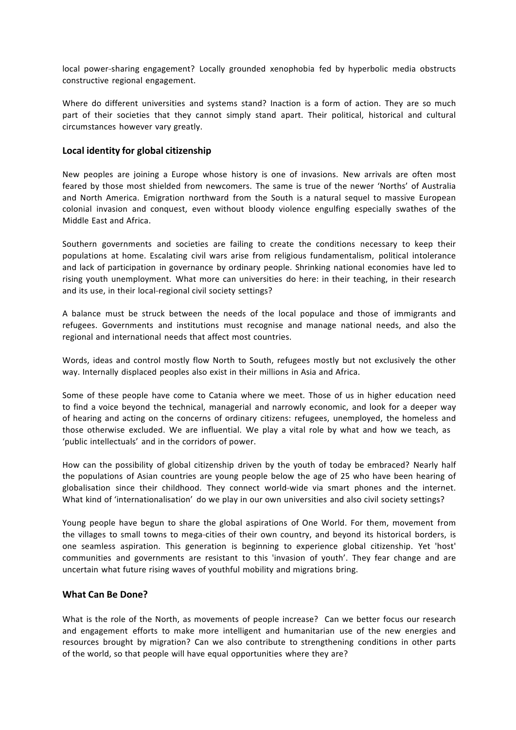local power-sharing engagement? Locally grounded xenophobia fed by hyperbolic media obstructs constructive regional engagement.

Where do different universities and systems stand? Inaction is a form of action. They are so much part of their societies that they cannot simply stand apart. Their political, historical and cultural circumstances however vary greatly.

## Local identity for global citizenship

New peoples are joining a Europe whose history is one of invasions. New arrivals are often most feared by those most shielded from newcomers. The same is true of the newer 'Norths' of Australia and North America. Emigration northward from the South is a natural sequel to massive European colonial invasion and conquest, even without bloody violence engulfing especially swathes of the Middle East and Africa.

Southern governments and societies are failing to create the conditions necessary to keep their populations at home. Escalating civil wars arise from religious fundamentalism, political intolerance and lack of participation in governance by ordinary people. Shrinking national economies have led to rising youth unemployment. What more can universities do here: in their teaching, in their research and its use, in their local-regional civil society settings?

A balance must be struck between the needs of the local populace and those of immigrants and refugees. Governments and institutions must recognise and manage national needs, and also the regional and international needs that affect most countries.

Words, ideas and control mostly flow North to South, refugees mostly but not exclusively the other way. Internally displaced peoples also exist in their millions in Asia and Africa.

Some of these people have come to Catania where we meet. Those of us in higher education need to find a voice beyond the technical, managerial and narrowly economic, and look for a deeper way of hearing and acting on the concerns of ordinary citizens: refugees, unemployed, the homeless and those otherwise excluded. We are influential. We play a vital role by what and how we teach, as 'public intellectuals' and in the corridors of power.

How can the possibility of global citizenship driven by the youth of today be embraced? Nearly half the populations of Asian countries are young people below the age of 25 who have been hearing of globalisation since their childhood. They connect world-wide via smart phones and the internet. What kind of 'internationalisation' do we play in our own universities and also civil society settings?

Young people have begun to share the global aspirations of One World. For them, movement from the villages to small towns to mega-cities of their own country, and beyond its historical borders, is one seamless aspiration. This generation is beginning to experience global citizenship. Yet 'host' communities and governments are resistant to this 'invasion of youth'. They fear change and are uncertain what future rising waves of youthful mobility and migrations bring.

## What Can Be Done?

What is the role of the North, as movements of people increase? Can we better focus our research and engagement efforts to make more intelligent and humanitarian use of the new energies and resources brought by migration? Can we also contribute to strengthening conditions in other parts of the world, so that people will have equal opportunities where they are?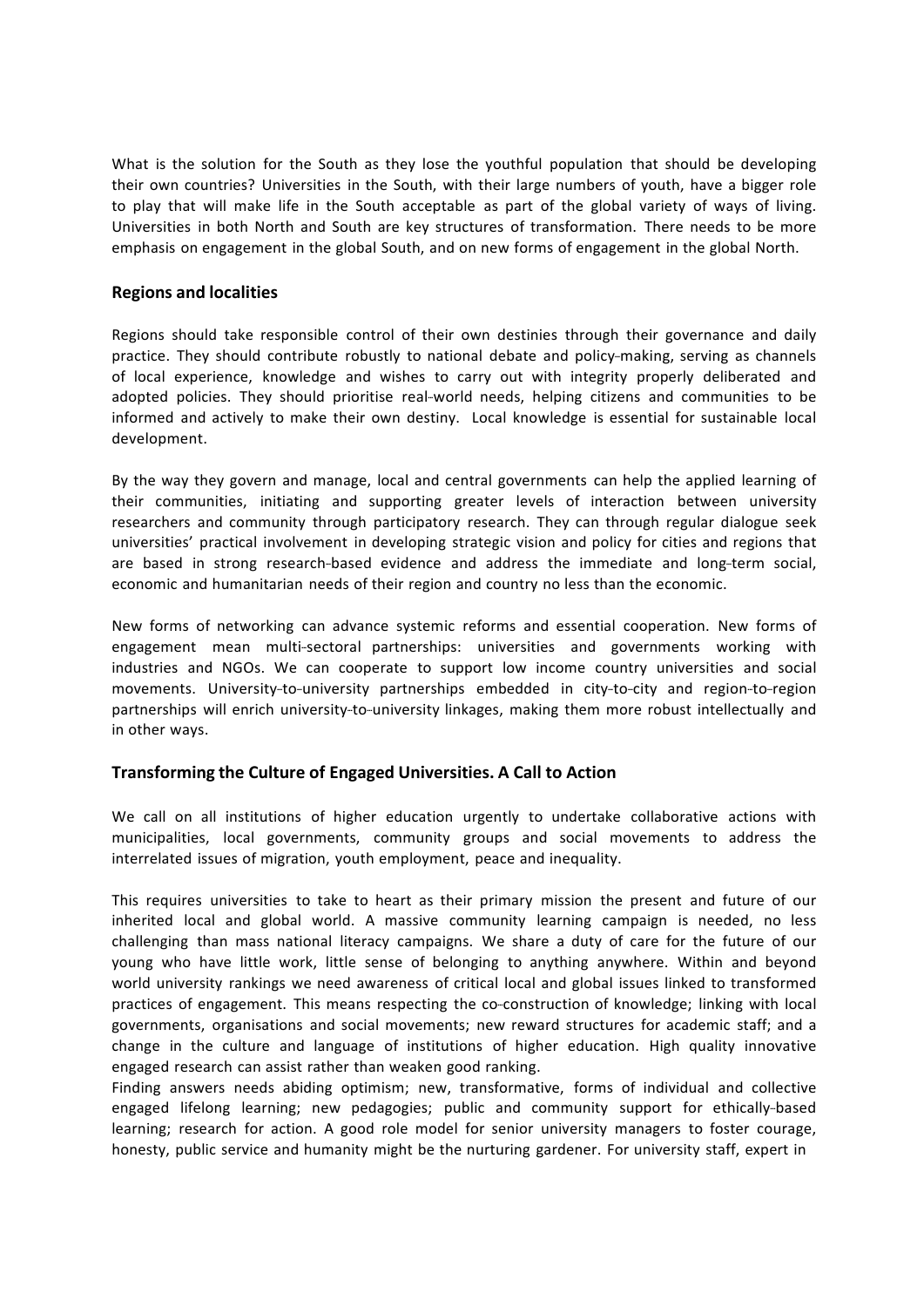What is the solution for the South as they lose the youthful population that should be developing their own countries? Universities in the South, with their large numbers of youth, have a bigger role to play that will make life in the South acceptable as part of the global variety of ways of living. Universities in both North and South are key structures of transformation. There needs to be more emphasis on engagement in the global South, and on new forms of engagement in the global North.

## Regions and localities

Regions should take responsible control of their own destinies through their governance and daily practice. They should contribute robustly to national debate and policy-making, serving as channels of local experience, knowledge and wishes to carry out with integrity properly deliberated and adopted policies. They should prioritise real-world needs, helping citizens and communities to be informed and actively to make their own destiny. Local knowledge is essential for sustainable local development.

By the way they govern and manage, local and central governments can help the applied learning of their communities, initiating and supporting greater levels of interaction between university researchers and community through participatory research. They can through regular dialogue seek universities' practical involvement in developing strategic vision and policy for cities and regions that are based in strong research-based evidence and address the immediate and long-term social, economic and humanitarian needs of their region and country no less than the economic.

New forms of networking can advance systemic reforms and essential cooperation. New forms of engagement mean multi-sectoral partnerships: universities and governments working with industries and NGOs. We can cooperate to support low income country universities and social movements. University-to-university partnerships embedded in city-to-city and region-to-region partnerships will enrich university-to-university linkages, making them more robust intellectually and in other ways.

## Transforming the Culture of Engaged Universities. A Call to Action

We call on all institutions of higher education urgently to undertake collaborative actions with municipalities, local governments, community groups and social movements to address the interrelated issues of migration, youth employment, peace and inequality.

This requires universities to take to heart as their primary mission the present and future of our inherited local and global world. A massive community learning campaign is needed, no less challenging than mass national literacy campaigns. We share a duty of care for the future of our young who have little work, little sense of belonging to anything anywhere. Within and beyond world university rankings we need awareness of critical local and global issues linked to transformed practices of engagement. This means respecting the co-construction of knowledge; linking with local governments, organisations and social movements; new reward structures for academic staff; and a change in the culture and language of institutions of higher education. High quality innovative engaged research can assist rather than weaken good ranking.

Finding answers needs abiding optimism; new, transformative, forms of individual and collective engaged lifelong learning; new pedagogies; public and community support for ethically-based learning; research for action. A good role model for senior university managers to foster courage, honesty, public service and humanity might be the nurturing gardener. For university staff, expert in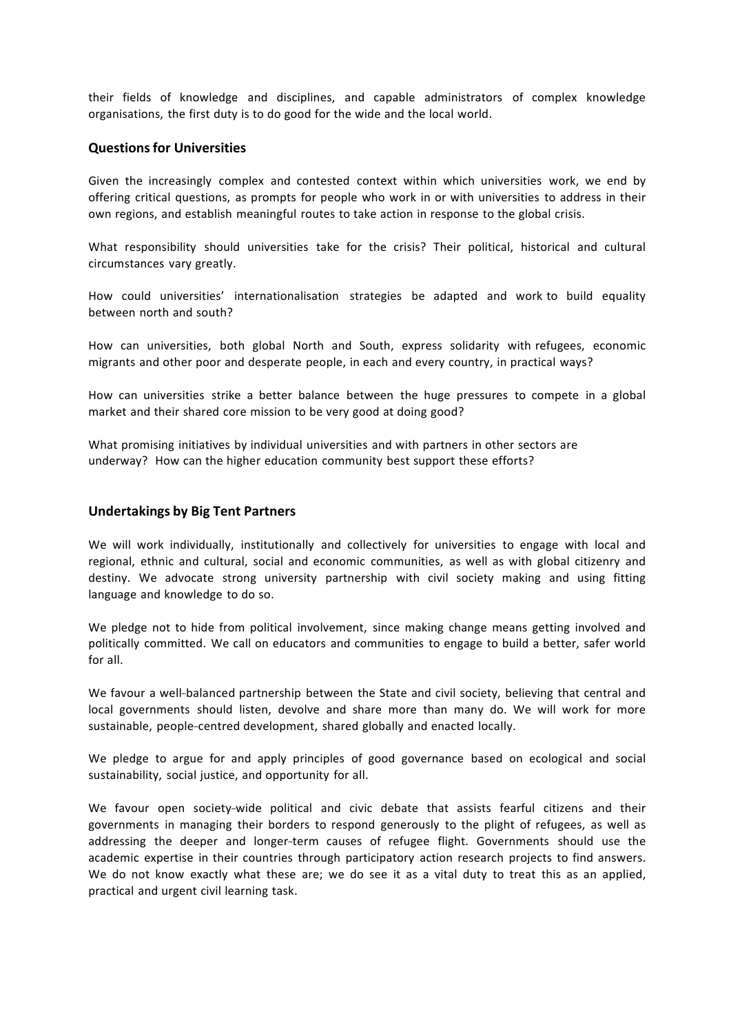their fields of knowledge and disciplines, and capable administrators of complex knowledge organisations, the first duty is to do good for the wide and the local world.

## Questions for Universities

Given the increasingly complex and contested context within which universities work, we end by offering critical questions, as prompts for people who work in or with universities to address in their own regions, and establish meaningful routes to take action in response to the global crisis.

What responsibility should universities take for the crisis? Their political, historical and cultural circumstances vary greatly.

How could universities' internationalisation strategies be adapted and work to build equality between north and south?

How can universities, both global North and South, express solidarity with refugees, economic migrants and other poor and desperate people, in each and every country, in practical ways?

How can universities strike a better balance between the huge pressures to compete in a global market and their shared core mission to be very good at doing good?

What promising initiatives by individual universities and with partners in other sectors are underway? How can the higher education community best support these efforts?

## Undertakings by Big Tent Partners

We will work individually, institutionally and collectively for universities to engage with local and regional, ethnic and cultural, social and economic communities, as well as with global citizenry and destiny. We advocate strong university partnership with civil society making and using fitting language and knowledge to do so.

We pledge not to hide from political involvement, since making change means getting involved and politically committed. We call on educators and communities to engage to build a better, safer world for all.

We favour a well-balanced partnership between the State and civil society, believing that central and local governments should listen, devolve and share more than many do. We will work for more sustainable, people-centred development, shared globally and enacted locally.

We pledge to argue for and apply principles of good governance based on ecological and social sustainability, social justice, and opportunity for all.

We favour open society-wide political and civic debate that assists fearful citizens and their governments in managing their borders to respond generously to the plight of refugees, as well as addressing the deeper and longer-term causes of refugee flight. Governments should use the academic expertise in their countries through participatory action research projects to find answers. We do not know exactly what these are; we do see it as a vital duty to treat this as an applied, practical and urgent civil learning task.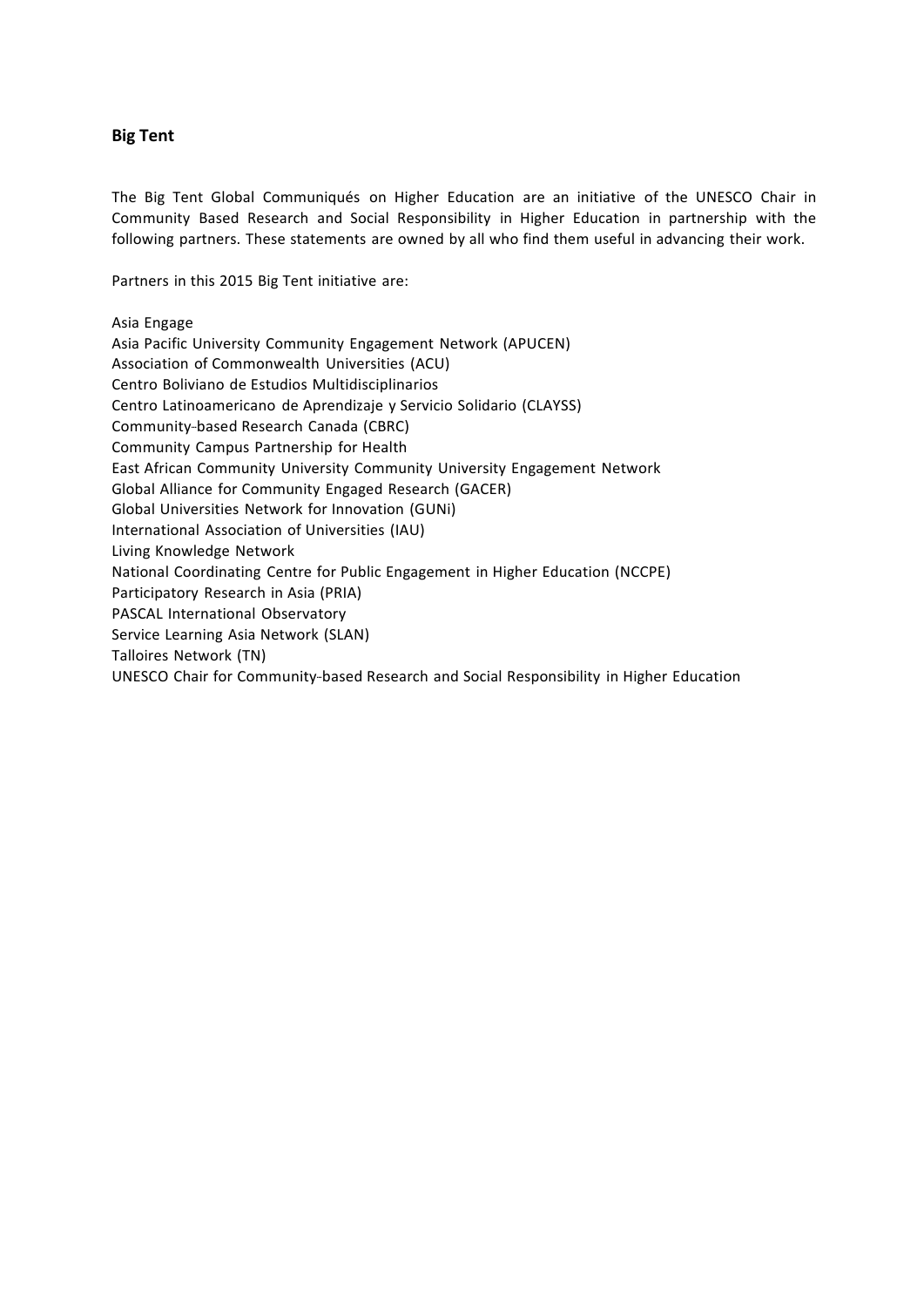## Big Tent

The Big Tent Global Communiqués on Higher Education are an initiative of the UNESCO Chair in Community Based Research and Social Responsibility in Higher Education in partnership with the following partners. These statements are owned by all who find them useful in advancing their work.

Partners in this 2015 Big Tent initiative are:

Asia Engage
Asia Pacific University Community Engagement Network (APUCEN)
Association of Commonwealth Universities (ACU)
Centro Boliviano de Estudios Multidisciplinarios
Centro Latinoamericano de Aprendizaje y Servicio Solidario (CLAYSS)
Community-based Research Canada (CBRC)
Community Campus Partnership for Health
East African Community University Community University Engagement Network
Global Alliance for Community Engaged Research (GACER)
Global Universities Network for Innovation (GUNi)
International Association of Universities (IAU)
Living Knowledge Network
National Coordinating Centre for Public Engagement in Higher Education (NCCPE)
Participatory Research in Asia (PRIA)
PASCAL International Observatory
Service Learning Asia Network (SLAN)
Talloires Network (TN)
UNESCO Chair for Community-based Research and Social Responsibility in Higher Education